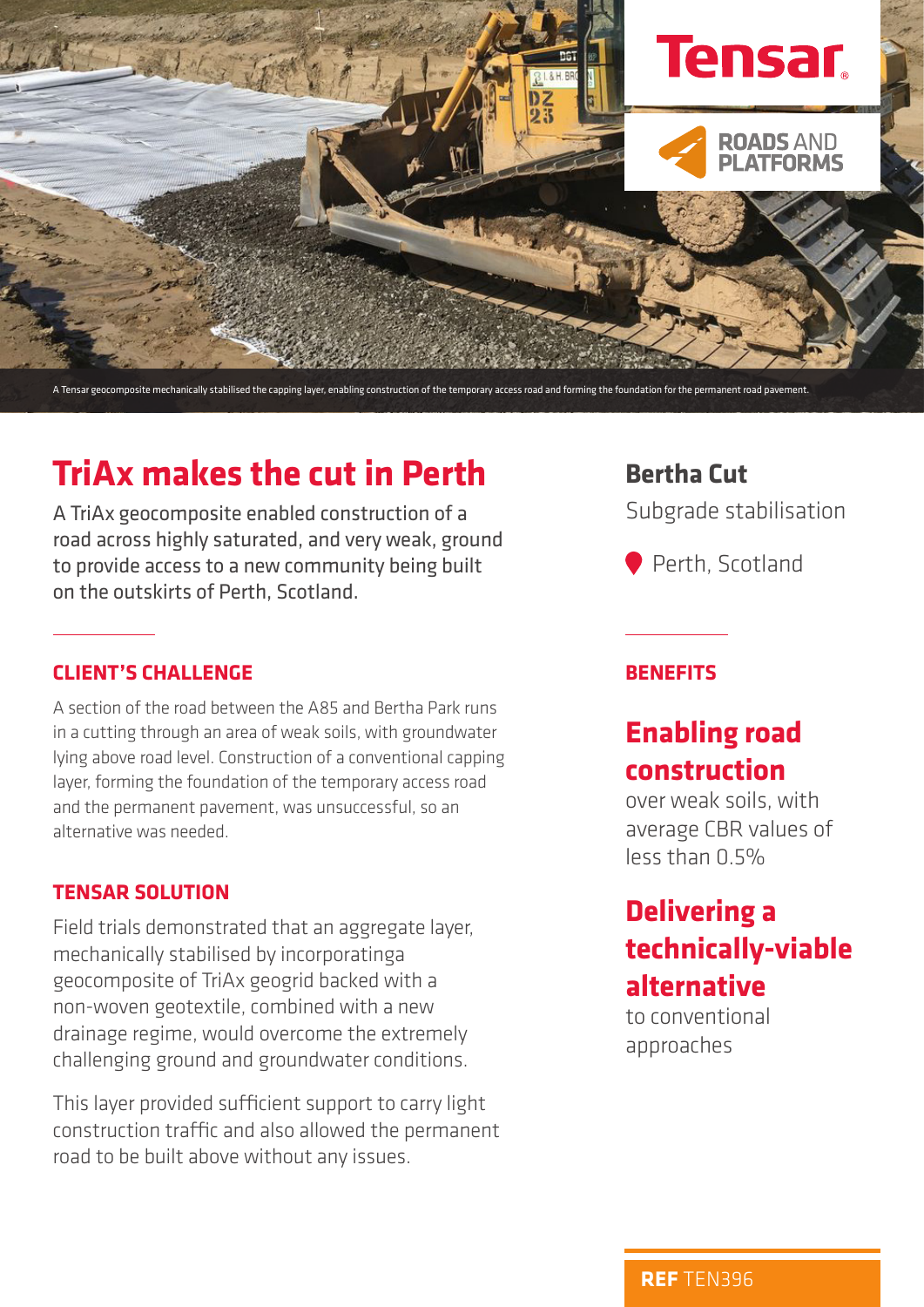Tensar

ROADS AND PLATFORMS

A Tensar geocomposite mechanically stabilised the capping layer, enabling construction of the temporary access road and forming the foundation for the permanent road pavement.

# TriAx makes the cut in Perth

A TriAx geocomposite enabled construction of a road across highly saturated, and very weak, ground to provide access to a new community being built on the outskirts of Perth, Scotland.

## Bertha Cut

Subgrade stabilisation

Perth, Scotland

### CLIENT'S CHALLENGE

A section of the road between the A85 and Bertha Park runs in a cutting through an area of weak soils, with groundwater lying above road level. Construction of a conventional capping layer, forming the foundation of the temporary access road and the permanent pavement, was unsuccessful, so an alternative was needed.

### TENSAR SOLUTION

Field trials demonstrated that an aggregate layer, mechanically stabilised by incorporatinga geocomposite of TriAx geogrid backed with a non-woven geotextile, combined with a new drainage regime, would overcome the extremely challenging ground and groundwater conditions.

This layer provided sufficient support to carry light construction traffic and also allowed the permanent road to be built above without any issues.

### BENEFITS

**Enabling road construction**
over weak soils, with average CBR values of less than 0.5%

**Delivering a technically-viable alternative**
to conventional approaches

**REF** TEN396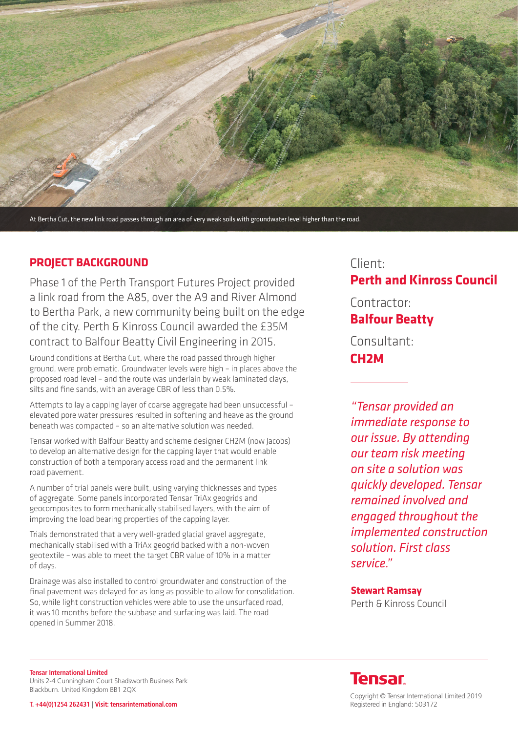At Bertha Cut, the new link road passes through an area of very weak soils with groundwater level higher than the road.

## PROJECT BACKGROUND

Phase 1 of the Perth Transport Futures Project provided a link road from the A85, over the A9 and River Almond to Bertha Park, a new community being built on the edge of the city. Perth & Kinross Council awarded the £35M contract to Balfour Beatty Civil Engineering in 2015.

Ground conditions at Bertha Cut, where the road passed through higher ground, were problematic. Groundwater levels were high – in places above the proposed road level – and the route was underlain by weak laminated clays, silts and fine sands, with an average CBR of less than 0.5%.

Attempts to lay a capping layer of coarse aggregate had been unsuccessful – elevated pore water pressures resulted in softening and heave as the ground beneath was compacted – so an alternative solution was needed.

Tensar worked with Balfour Beatty and scheme designer CH2M (now Jacobs) to develop an alternative design for the capping layer that would enable construction of both a temporary access road and the permanent link road pavement.

A number of trial panels were built, using varying thicknesses and types of aggregate. Some panels incorporated Tensar TriAx geogrids and geocomposites to form mechanically stabilised layers, with the aim of improving the load bearing properties of the capping layer.

Trials demonstrated that a very well-graded glacial gravel aggregate, mechanically stabilised with a TriAx geogrid backed with a non-woven geotextile – was able to meet the target CBR value of 10% in a matter of days.

Drainage was also installed to control groundwater and construction of the final pavement was delayed for as long as possible to allow for consolidation. So, while light construction vehicles were able to use the unsurfaced road, it was 10 months before the subbase and surfacing was laid. The road opened in Summer 2018.

Client:
**Perth and Kinross Council**

Contractor:
**Balfour Beatty**

Consultant:
**CH2M**

*"Tensar provided an immediate response to our issue. By attending our team risk meeting on site a solution was quickly developed. Tensar remained involved and engaged throughout the implemented construction solution. First class service."*

**Stewart Ramsay**
Perth & Kinross Council

**Tensar International Limited**
Units 2-4 Cunningham Court Shadsworth Business Park
Blackburn. United Kingdom BB1 2QX

**T. +44(0)1254 262431 | Visit: tensarinternational.com**

Tensar.

Copyright © Tensar International Limited 2019
Registered in England: 503172